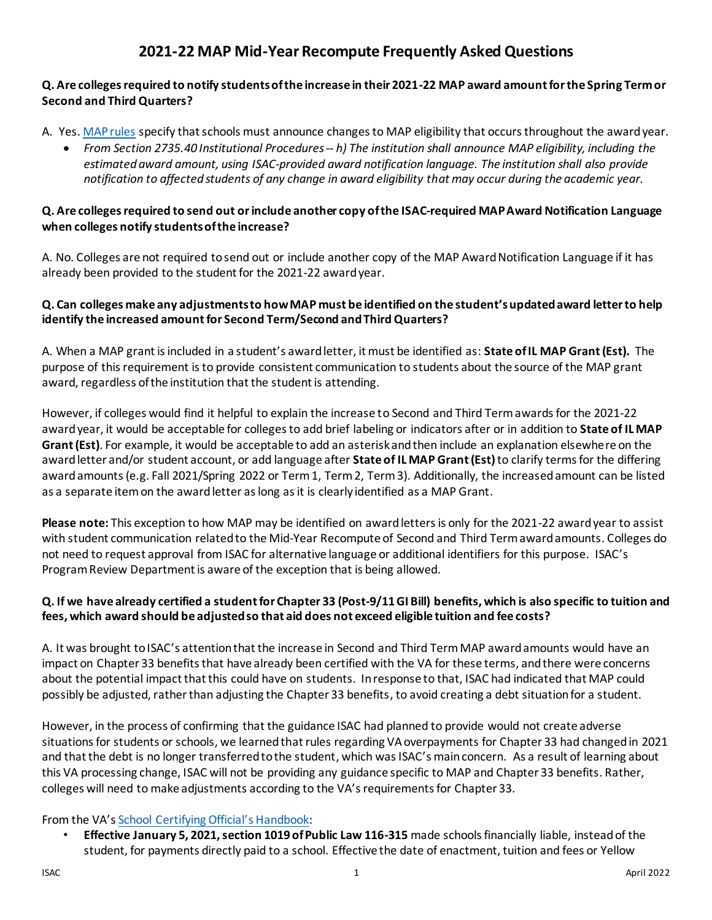# 2021-22 MAP Mid-Year Recompute Frequently Asked Questions

**Q. Are colleges required to notify students of the increase in their 2021-22 MAP award amount for the Spring Term or Second and Third Quarters?**

A. Yes. MAP rules specify that schools must announce changes to MAP eligibility that occurs throughout the award year.

- *From Section 2735.40 Institutional Procedures -- h) The institution shall announce MAP eligibility, including the estimated award amount, using ISAC-provided award notification language. The institution shall also provide notification to affected students of any change in award eligibility that may occur during the academic year.*

**Q. Are colleges required to send out or include another copy of the ISAC-required MAP Award Notification Language when colleges notify students of the increase?**

A. No. Colleges are not required to send out or include another copy of the MAP Award Notification Language if it has already been provided to the student for the 2021-22 award year.

**Q. Can colleges make any adjustments to how MAP must be identified on the student's updated award letter to help identify the increased amount for Second Term/Second and Third Quarters?**

A. When a MAP grant is included in a student's award letter, it must be identified as: **State of IL MAP Grant (Est).** The purpose of this requirement is to provide consistent communication to students about the source of the MAP grant award, regardless of the institution that the student is attending.

However, if colleges would find it helpful to explain the increase to Second and Third Term awards for the 2021-22 award year, it would be acceptable for colleges to add brief labeling or indicators after or in addition to **State of IL MAP Grant (Est)**. For example, it would be acceptable to add an asterisk and then include an explanation elsewhere on the award letter and/or student account, or add language after **State of IL MAP Grant (Est)** to clarify terms for the differing award amounts (e.g. Fall 2021/Spring 2022 or Term 1, Term 2, Term 3). Additionally, the increased amount can be listed as a separate item on the award letter as long as it is clearly identified as a MAP Grant.

**Please note:** This exception to how MAP may be identified on award letters is only for the 2021-22 award year to assist with student communication related to the Mid-Year Recompute of Second and Third Term award amounts. Colleges do not need to request approval from ISAC for alternative language or additional identifiers for this purpose. ISAC's Program Review Department is aware of the exception that is being allowed.

**Q. If we have already certified a student for Chapter 33 (Post-9/11 GI Bill) benefits, which is also specific to tuition and fees, which award should be adjusted so that aid does not exceed eligible tuition and fee costs?**

A. It was brought to ISAC's attention that the increase in Second and Third Term MAP award amounts would have an impact on Chapter 33 benefits that have already been certified with the VA for these terms, and there were concerns about the potential impact that this could have on students. In response to that, ISAC had indicated that MAP could possibly be adjusted, rather than adjusting the Chapter 33 benefits, to avoid creating a debt situation for a student.

However, in the process of confirming that the guidance ISAC had planned to provide would not create adverse situations for students or schools, we learned that rules regarding VA overpayments for Chapter 33 had changed in 2021 and that the debt is no longer transferred to the student, which was ISAC's main concern. As a result of learning about this VA processing change, ISAC will not be providing any guidance specific to MAP and Chapter 33 benefits. Rather, colleges will need to make adjustments according to the VA's requirements for Chapter 33.

From the VA's School Certifying Official's Handbook:

- **Effective January 5, 2021, section 1019 of Public Law 116-315** made schools financially liable, instead of the student, for payments directly paid to a school. Effective the date of enactment, tuition and fees or Yellow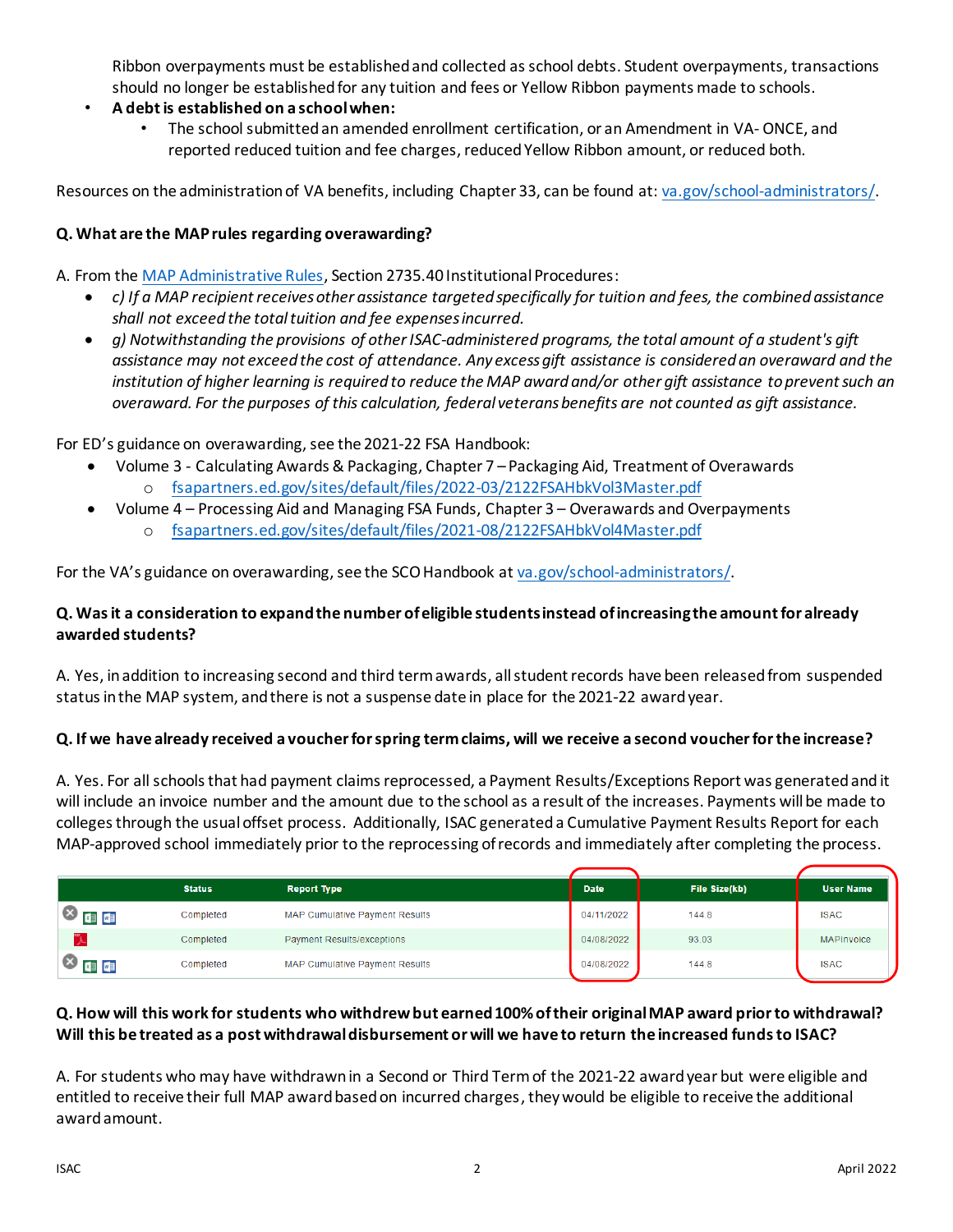Ribbon overpayments must be established and collected as school debts. Student overpayments, transactions should no longer be established for any tuition and fees or Yellow Ribbon payments made to schools.

- **A debt is established on a school when:**
    - The school submitted an amended enrollment certification, or an Amendment in VA- ONCE, and reported reduced tuition and fee charges, reduced Yellow Ribbon amount, or reduced both.

Resources on the administration of VA benefits, including Chapter 33, can be found at: va.gov/school-administrators/.

**Q. What are the MAP rules regarding overawarding?**

A. From the MAP Administrative Rules, Section 2735.40 Institutional Procedures:

- *c) If a MAP recipient receives other assistance targeted specifically for tuition and fees, the combined assistance shall not exceed the total tuition and fee expenses incurred.*
- *g) Notwithstanding the provisions of other ISAC-administered programs, the total amount of a student's gift assistance may not exceed the cost of attendance. Any excess gift assistance is considered an overaward and the institution of higher learning is required to reduce the MAP award and/or other gift assistance to prevent such an overaward. For the purposes of this calculation, federal veterans benefits are not counted as gift assistance.*

For ED's guidance on overawarding, see the 2021-22 FSA Handbook:

- Volume 3 - Calculating Awards & Packaging, Chapter 7 – Packaging Aid, Treatment of Overawards
    - fsapartners.ed.gov/sites/default/files/2022-03/2122FSAHbkVol3Master.pdf
- Volume 4 – Processing Aid and Managing FSA Funds, Chapter 3 – Overawards and Overpayments
    - fsapartners.ed.gov/sites/default/files/2021-08/2122FSAHbkVol4Master.pdf

For the VA's guidance on overawarding, see the SCO Handbook at va.gov/school-administrators/.

**Q. Was it a consideration to expand the number of eligible students instead of increasing the amount for already awarded students?**

A. Yes, in addition to increasing second and third term awards, all student records have been released from suspended status in the MAP system, and there is not a suspense date in place for the 2021-22 award year.

**Q. If we have already received a voucher for spring term claims, will we receive a second voucher for the increase?**

A. Yes. For all schools that had payment claims reprocessed, a Payment Results/Exceptions Report was generated and it will include an invoice number and the amount due to the school as a result of the increases. Payments will be made to colleges through the usual offset process. Additionally, ISAC generated a Cumulative Payment Results Report for each MAP-approved school immediately prior to the reprocessing of records and immediately after completing the process.

| | Status | Report Type | Date | File Size(kb) | User Name |
|---|---|---|---|---|---|
| | Completed | MAP Cumulative Payment Results | 04/11/2022 | 144.8 | ISAC |
| | Completed | Payment Results/exceptions | 04/08/2022 | 93.03 | MAPInvoice |
| | Completed | MAP Cumulative Payment Results | 04/08/2022 | 144.8 | ISAC |

**Q. How will this work for students who withdrew but earned 100% of their original MAP award prior to withdrawal? Will this be treated as a post withdrawal disbursement or will we have to return the increased funds to ISAC?**

A. For students who may have withdrawn in a Second or Third Term of the 2021-22 award year but were eligible and entitled to receive their full MAP award based on incurred charges, they would be eligible to receive the additional award amount.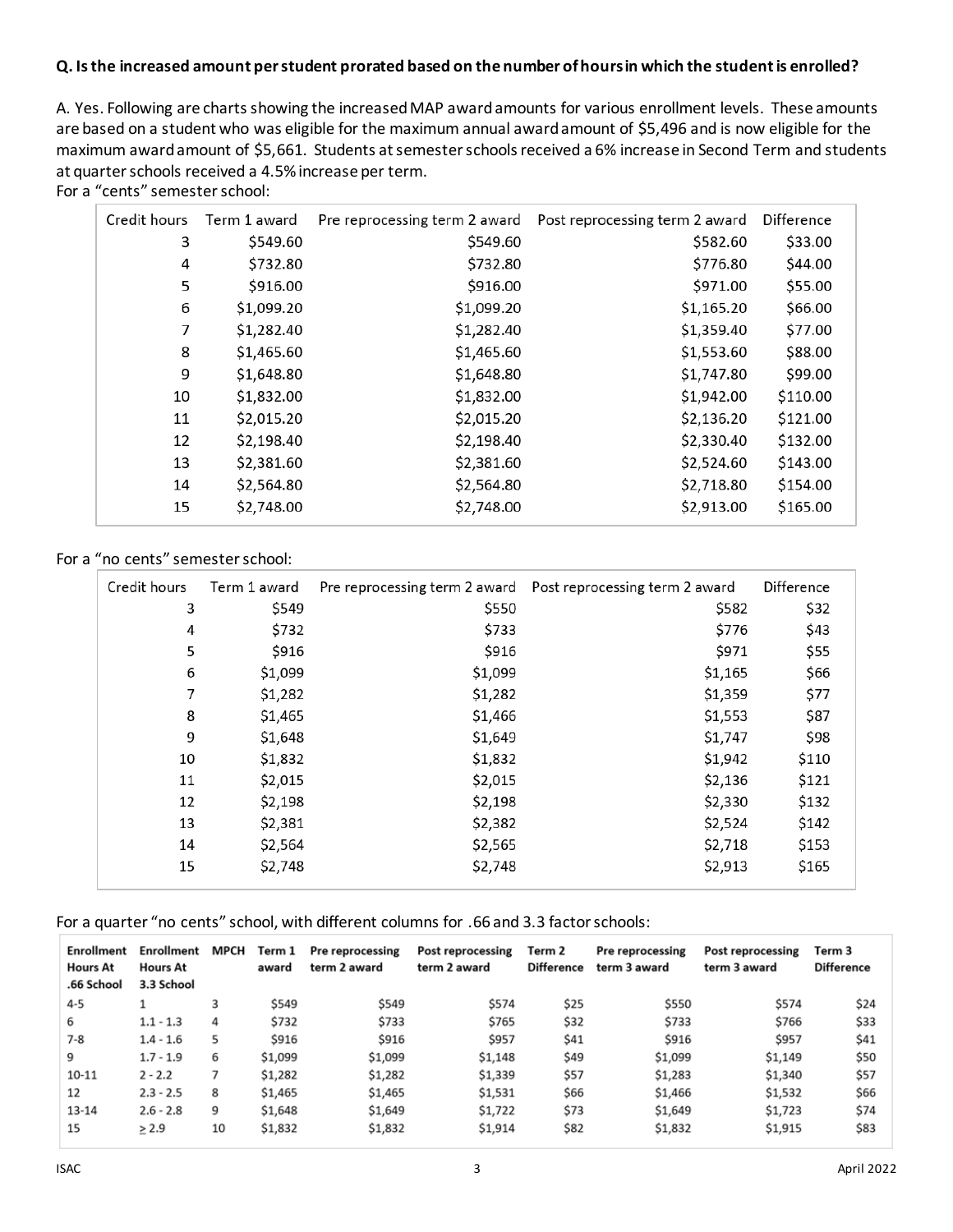**Q. Is the increased amount per student prorated based on the number of hours in which the student is enrolled?**

A. Yes. Following are charts showing the increased MAP award amounts for various enrollment levels. These amounts are based on a student who was eligible for the maximum annual award amount of $5,496 and is now eligible for the maximum award amount of $5,661. Students at semester schools received a 6% increase in Second Term and students at quarter schools received a 4.5% increase per term.

For a "cents" semester school:

| Credit hours | Term 1 award | Pre reprocessing term 2 award | Post reprocessing term 2 award | Difference |
|---|---|---|---|---|
| 3 | $549.60 | $549.60 | $582.60 | $33.00 |
| 4 | $732.80 | $732.80 | $776.80 | $44.00 |
| 5 | $916.00 | $916.00 | $971.00 | $55.00 |
| 6 | $1,099.20 | $1,099.20 | $1,165.20 | $66.00 |
| 7 | $1,282.40 | $1,282.40 | $1,359.40 | $77.00 |
| 8 | $1,465.60 | $1,465.60 | $1,553.60 | $88.00 |
| 9 | $1,648.80 | $1,648.80 | $1,747.80 | $99.00 |
| 10 | $1,832.00 | $1,832.00 | $1,942.00 | $110.00 |
| 11 | $2,015.20 | $2,015.20 | $2,136.20 | $121.00 |
| 12 | $2,198.40 | $2,198.40 | $2,330.40 | $132.00 |
| 13 | $2,381.60 | $2,381.60 | $2,524.60 | $143.00 |
| 14 | $2,564.80 | $2,564.80 | $2,718.80 | $154.00 |
| 15 | $2,748.00 | $2,748.00 | $2,913.00 | $165.00 |

For a "no cents" semester school:

| Credit hours | Term 1 award | Pre reprocessing term 2 award | Post reprocessing term 2 award | Difference |
|---|---|---|---|---|
| 3 | $549 | $550 | $582 | $32 |
| 4 | $732 | $733 | $776 | $43 |
| 5 | $916 | $916 | $971 | $55 |
| 6 | $1,099 | $1,099 | $1,165 | $66 |
| 7 | $1,282 | $1,282 | $1,359 | $77 |
| 8 | $1,465 | $1,466 | $1,553 | $87 |
| 9 | $1,648 | $1,649 | $1,747 | $98 |
| 10 | $1,832 | $1,832 | $1,942 | $110 |
| 11 | $2,015 | $2,015 | $2,136 | $121 |
| 12 | $2,198 | $2,198 | $2,330 | $132 |
| 13 | $2,381 | $2,382 | $2,524 | $142 |
| 14 | $2,564 | $2,565 | $2,718 | $153 |
| 15 | $2,748 | $2,748 | $2,913 | $165 |

For a quarter "no cents" school, with different columns for .66 and 3.3 factor schools:

| Enrollment Hours At .66 School | Enrollment Hours At 3.3 School | MPCH | Term 1 award | Pre reprocessing term 2 award | Post reprocessing term 2 award | Term 2 Difference | Pre reprocessing term 3 award | Post reprocessing term 3 award | Term 3 Difference |
|---|---|---|---|---|---|---|---|---|---|
| 4-5 | 1 | 3 | $549 | $549 | $574 | $25 | $550 | $574 | $24 |
| 6 | 1.1 - 1.3 | 4 | $732 | $733 | $765 | $32 | $733 | $766 | $33 |
| 7-8 | 1.4 - 1.6 | 5 | $916 | $916 | $957 | $41 | $916 | $957 | $41 |
| 9 | 1.7 - 1.9 | 6 | $1,099 | $1,099 | $1,148 | $49 | $1,099 | $1,149 | $50 |
| 10-11 | 2 - 2.2 | 7 | $1,282 | $1,282 | $1,339 | $57 | $1,283 | $1,340 | $57 |
| 12 | 2.3 - 2.5 | 8 | $1,465 | $1,465 | $1,531 | $66 | $1,466 | $1,532 | $66 |
| 13-14 | 2.6 - 2.8 | 9 | $1,648 | $1,649 | $1,722 | $73 | $1,649 | $1,723 | $74 |
| 15 | ≥ 2.9 | 10 | $1,832 | $1,832 | $1,914 | $82 | $1,832 | $1,915 | $83 |